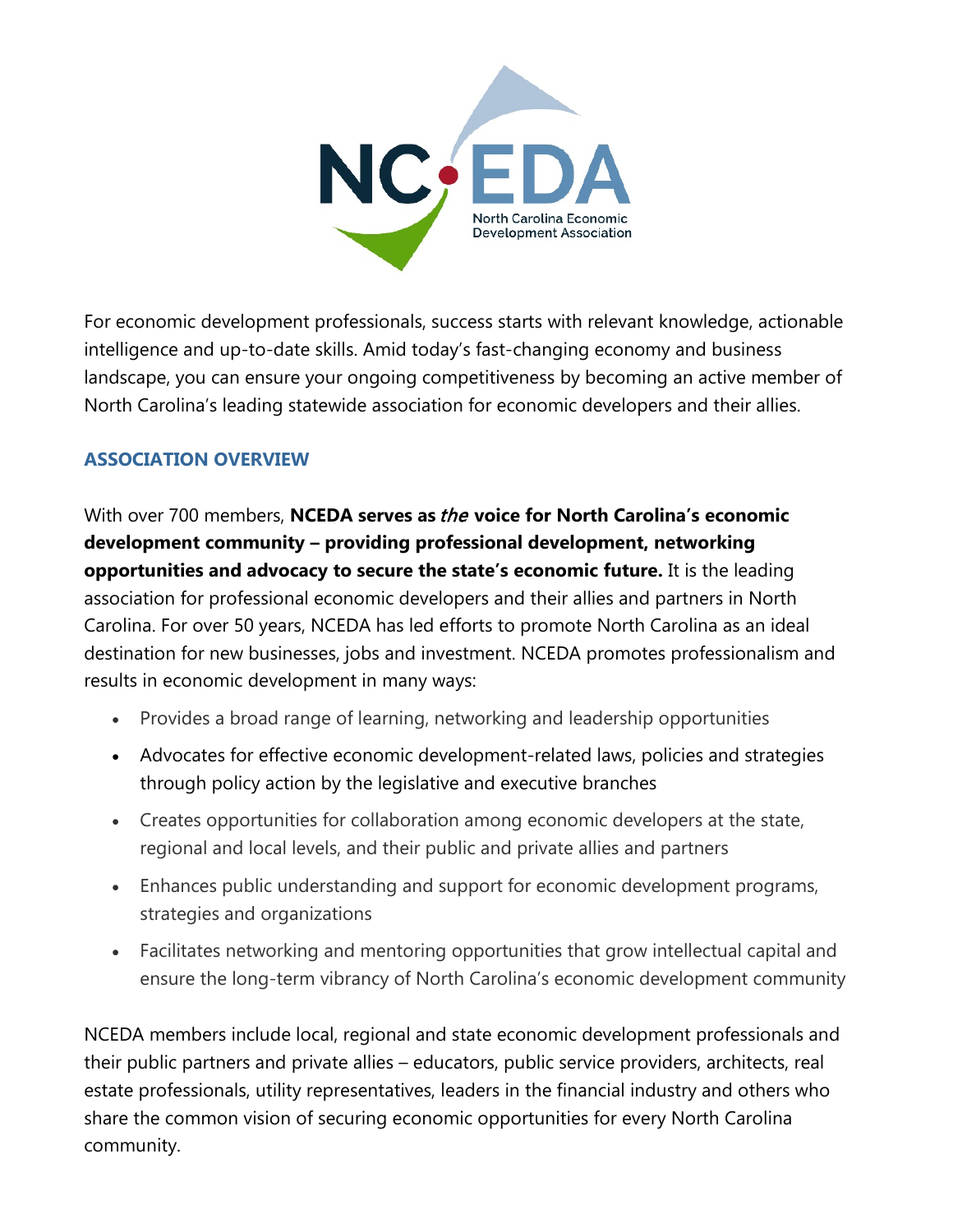NCEDA

North Carolina Economic Development Association

For economic development professionals, success starts with relevant knowledge, actionable intelligence and up-to-date skills. Amid today's fast-changing economy and business landscape, you can ensure your ongoing competitiveness by becoming an active member of North Carolina's leading statewide association for economic developers and their allies.

## ASSOCIATION OVERVIEW

With over 700 members, **NCEDA serves as *the* voice for North Carolina's economic development community – providing professional development, networking opportunities and advocacy to secure the state's economic future.** It is the leading association for professional economic developers and their allies and partners in North Carolina. For over 50 years, NCEDA has led efforts to promote North Carolina as an ideal destination for new businesses, jobs and investment. NCEDA promotes professionalism and results in economic development in many ways:

- Provides a broad range of learning, networking and leadership opportunities
- Advocates for effective economic development-related laws, policies and strategies through policy action by the legislative and executive branches
- Creates opportunities for collaboration among economic developers at the state, regional and local levels, and their public and private allies and partners
- Enhances public understanding and support for economic development programs, strategies and organizations
- Facilitates networking and mentoring opportunities that grow intellectual capital and ensure the long-term vibrancy of North Carolina's economic development community

NCEDA members include local, regional and state economic development professionals and their public partners and private allies – educators, public service providers, architects, real estate professionals, utility representatives, leaders in the financial industry and others who share the common vision of securing economic opportunities for every North Carolina community.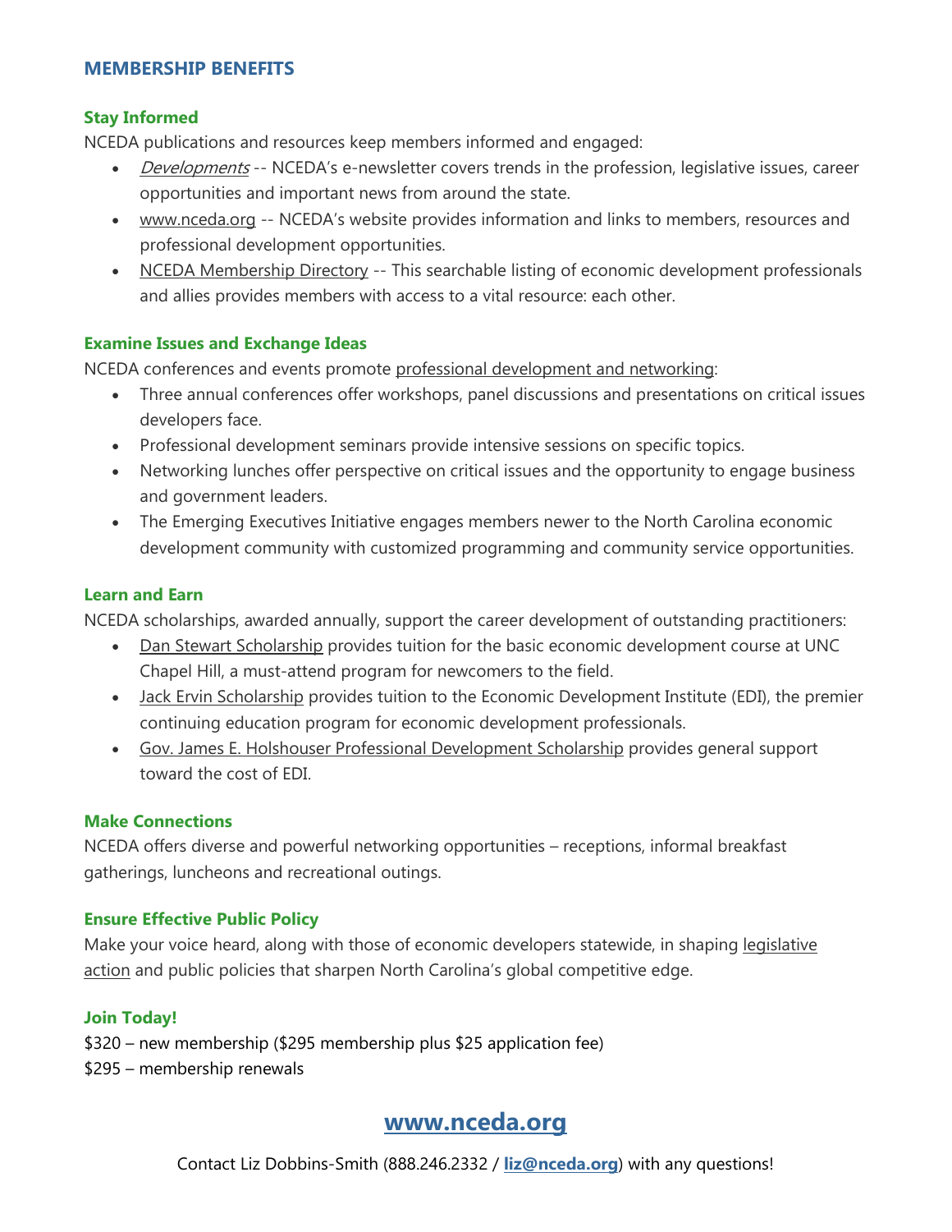## MEMBERSHIP BENEFITS

### Stay Informed

NCEDA publications and resources keep members informed and engaged:

- *Developments* -- NCEDA's e-newsletter covers trends in the profession, legislative issues, career opportunities and important news from around the state.
- www.nceda.org -- NCEDA's website provides information and links to members, resources and professional development opportunities.
- NCEDA Membership Directory -- This searchable listing of economic development professionals and allies provides members with access to a vital resource: each other.

### Examine Issues and Exchange Ideas

NCEDA conferences and events promote professional development and networking:

- Three annual conferences offer workshops, panel discussions and presentations on critical issues developers face.
- Professional development seminars provide intensive sessions on specific topics.
- Networking lunches offer perspective on critical issues and the opportunity to engage business and government leaders.
- The Emerging Executives Initiative engages members newer to the North Carolina economic development community with customized programming and community service opportunities.

### Learn and Earn

NCEDA scholarships, awarded annually, support the career development of outstanding practitioners:

- Dan Stewart Scholarship provides tuition for the basic economic development course at UNC Chapel Hill, a must-attend program for newcomers to the field.
- Jack Ervin Scholarship provides tuition to the Economic Development Institute (EDI), the premier continuing education program for economic development professionals.
- Gov. James E. Holshouser Professional Development Scholarship provides general support toward the cost of EDI.

### Make Connections

NCEDA offers diverse and powerful networking opportunities – receptions, informal breakfast gatherings, luncheons and recreational outings.

### Ensure Effective Public Policy

Make your voice heard, along with those of economic developers statewide, in shaping legislative action and public policies that sharpen North Carolina's global competitive edge.

### Join Today!

$320 – new membership ($295 membership plus $25 application fee)
$295 – membership renewals

## www.nceda.org

Contact Liz Dobbins-Smith (888.246.2332 / **liz@nceda.org**) with any questions!